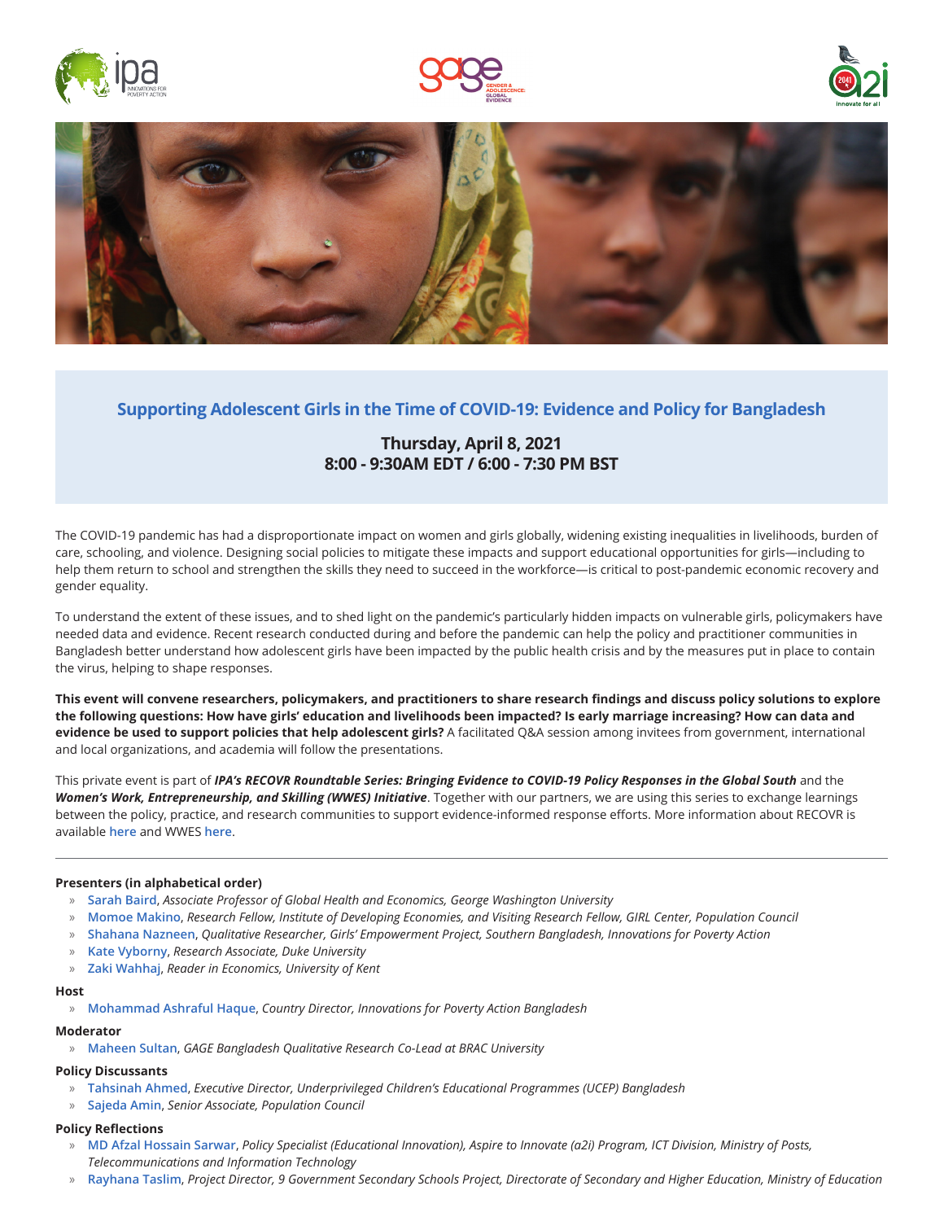## Supporting Adolescent Girls in the Time of COVID-19: Evidence and Policy for Bangladesh

**Thursday, April 8, 2021**
**8:00 - 9:30AM EDT / 6:00 - 7:30 PM BST**

The COVID-19 pandemic has had a disproportionate impact on women and girls globally, widening existing inequalities in livelihoods, burden of care, schooling, and violence. Designing social policies to mitigate these impacts and support educational opportunities for girls—including to help them return to school and strengthen the skills they need to succeed in the workforce—is critical to post-pandemic economic recovery and gender equality.

To understand the extent of these issues, and to shed light on the pandemic's particularly hidden impacts on vulnerable girls, policymakers have needed data and evidence. Recent research conducted during and before the pandemic can help the policy and practitioner communities in Bangladesh better understand how adolescent girls have been impacted by the public health crisis and by the measures put in place to contain the virus, helping to shape responses.

**This event will convene researchers, policymakers, and practitioners to share research findings and discuss policy solutions to explore the following questions: How have girls' education and livelihoods been impacted? Is early marriage increasing? How can data and evidence be used to support policies that help adolescent girls?** A facilitated Q&A session among invitees from government, international and local organizations, and academia will follow the presentations.

This private event is part of ***IPA's RECOVR Roundtable Series: Bringing Evidence to COVID-19 Policy Responses in the Global South*** and the ***Women's Work, Entrepreneurship, and Skilling (WWES) Initiative***. Together with our partners, we are using this series to exchange learnings between the policy, practice, and research communities to support evidence-informed response efforts. More information about RECOVR is available here and WWES here.

---

**Presenters (in alphabetical order)**

- Sarah Baird, *Associate Professor of Global Health and Economics, George Washington University*
- Momoe Makino, *Research Fellow, Institute of Developing Economies, and Visiting Research Fellow, GIRL Center, Population Council*
- Shahana Nazneen, *Qualitative Researcher, Girls' Empowerment Project, Southern Bangladesh, Innovations for Poverty Action*
- Kate Vyborny, *Research Associate, Duke University*
- Zaki Wahhaj, *Reader in Economics, University of Kent*

**Host**

- Mohammad Ashraful Haque, *Country Director, Innovations for Poverty Action Bangladesh*

**Moderator**

- Maheen Sultan, *GAGE Bangladesh Qualitative Research Co-Lead at BRAC University*

**Policy Discussants**

- Tahsinah Ahmed, *Executive Director, Underprivileged Children's Educational Programmes (UCEP) Bangladesh*
- Sajeda Amin, *Senior Associate, Population Council*

**Policy Reflections**

- MD Afzal Hossain Sarwar, *Policy Specialist (Educational Innovation), Aspire to Innovate (a2i) Program, ICT Division, Ministry of Posts, Telecommunications and Information Technology*
- Rayhana Taslim, *Project Director, 9 Government Secondary Schools Project, Directorate of Secondary and Higher Education, Ministry of Education*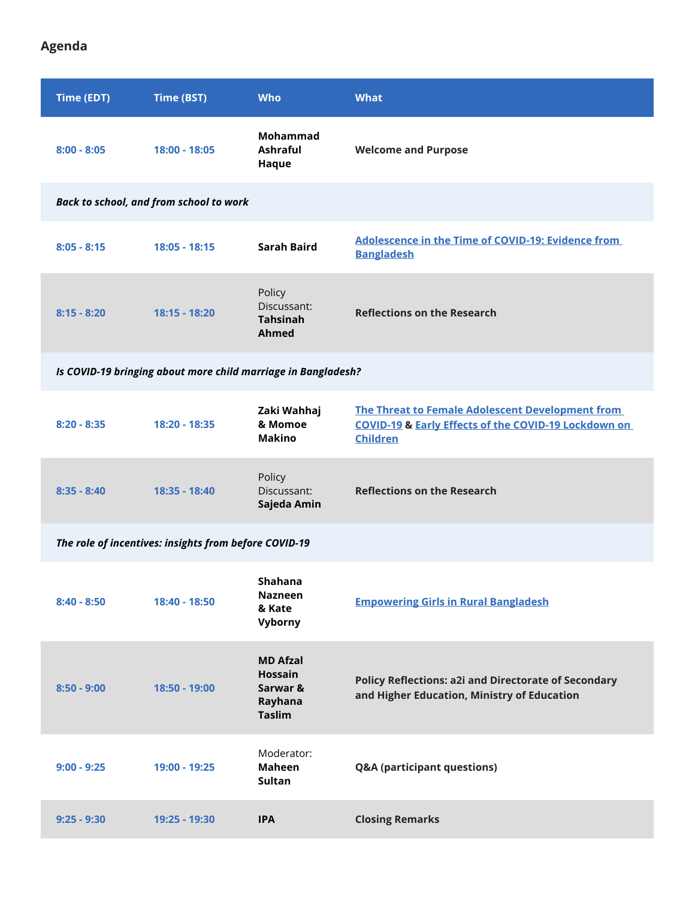## Agenda

| Time (EDT) | Time (BST) | Who | What |
|---|---|---|---|
| 8:00 - 8:05 | 18:00 - 18:05 | **Mohammad Ashraful Haque** | **Welcome and Purpose** |
| ***Back to school, and from school to work*** | | | |
| 8:05 - 8:15 | 18:05 - 18:15 | **Sarah Baird** | **Adolescence in the Time of COVID-19: Evidence from Bangladesh** |
| 8:15 - 8:20 | 18:15 - 18:20 | Policy Discussant: **Tahsinah Ahmed** | **Reflections on the Research** |
| ***Is COVID-19 bringing about more child marriage in Bangladesh?*** | | | |
| 8:20 - 8:35 | 18:20 - 18:35 | **Zaki Wahhaj & Momoe Makino** | **The Threat to Female Adolescent Development from COVID-19 & Early Effects of the COVID-19 Lockdown on Children** |
| 8:35 - 8:40 | 18:35 - 18:40 | Policy Discussant: **Sajeda Amin** | **Reflections on the Research** |
| ***The role of incentives: insights from before COVID-19*** | | | |
| 8:40 - 8:50 | 18:40 - 18:50 | **Shahana Nazneen & Kate Vyborny** | **Empowering Girls in Rural Bangladesh** |
| 8:50 - 9:00 | 18:50 - 19:00 | **MD Afzal Hossain Sarwar & Rayhana Taslim** | **Policy Reflections: a2i and Directorate of Secondary and Higher Education, Ministry of Education** |
| 9:00 - 9:25 | 19:00 - 19:25 | Moderator: **Maheen Sultan** | **Q&A (participant questions)** |
| 9:25 - 9:30 | 19:25 - 19:30 | **IPA** | **Closing Remarks** |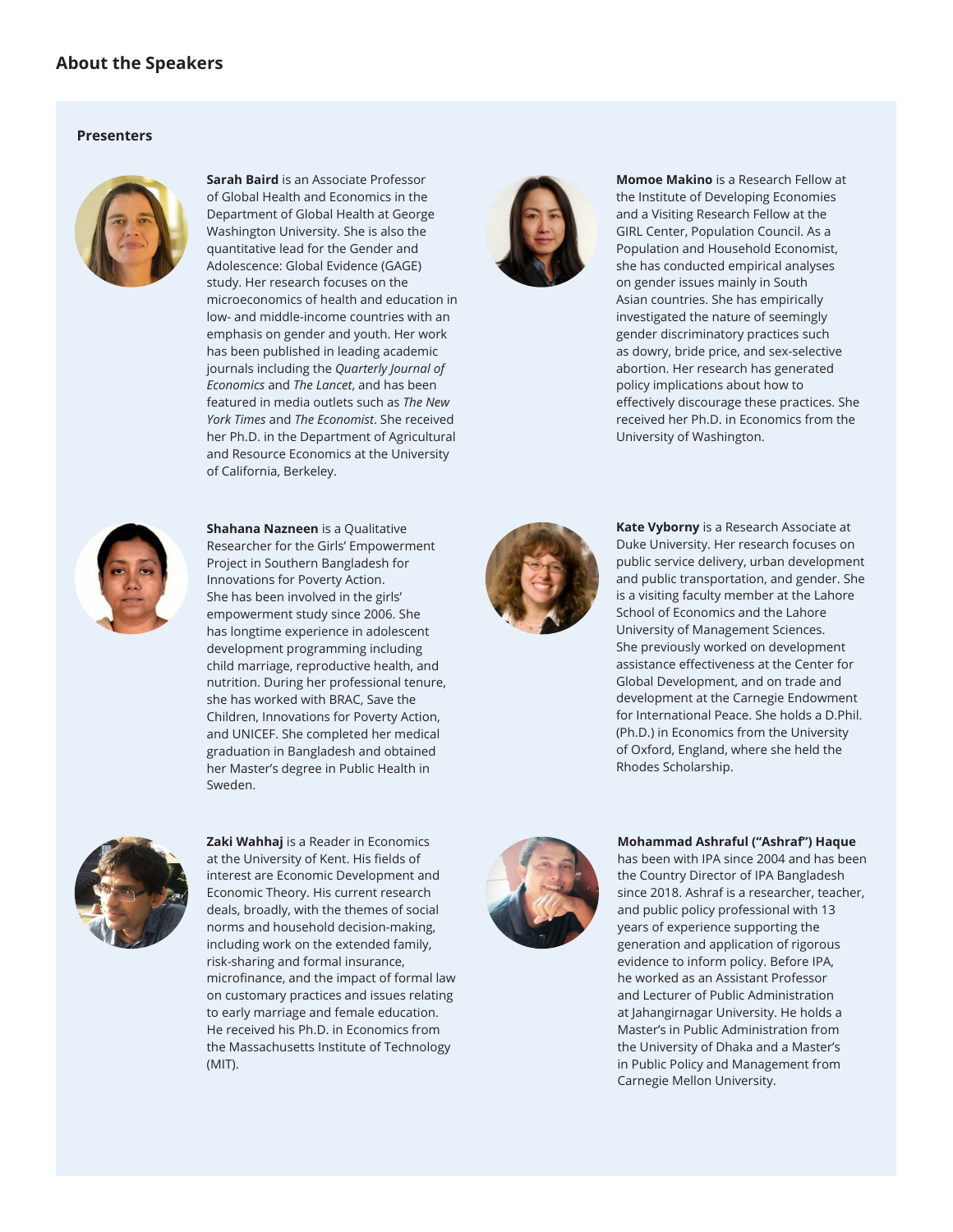## About the Speakers

### Presenters

**Sarah Baird** is an Associate Professor of Global Health and Economics in the Department of Global Health at George Washington University. She is also the quantitative lead for the Gender and Adolescence: Global Evidence (GAGE) study. Her research focuses on the microeconomics of health and education in low- and middle-income countries with an emphasis on gender and youth. Her work has been published in leading academic journals including the *Quarterly Journal of Economics* and *The Lancet*, and has been featured in media outlets such as *The New York Times* and *The Economist*. She received her Ph.D. in the Department of Agricultural and Resource Economics at the University of California, Berkeley.

**Momoe Makino** is a Research Fellow at the Institute of Developing Economies and a Visiting Research Fellow at the GIRL Center, Population Council. As a Population and Household Economist, she has conducted empirical analyses on gender issues mainly in South Asian countries. She has empirically investigated the nature of seemingly gender discriminatory practices such as dowry, bride price, and sex-selective abortion. Her research has generated policy implications about how to effectively discourage these practices. She received her Ph.D. in Economics from the University of Washington.

**Shahana Nazneen** is a Qualitative Researcher for the Girls' Empowerment Project in Southern Bangladesh for Innovations for Poverty Action. She has been involved in the girls' empowerment study since 2006. She has longtime experience in adolescent development programming including child marriage, reproductive health, and nutrition. During her professional tenure, she has worked with BRAC, Save the Children, Innovations for Poverty Action, and UNICEF. She completed her medical graduation in Bangladesh and obtained her Master's degree in Public Health in Sweden.

**Kate Vyborny** is a Research Associate at Duke University. Her research focuses on public service delivery, urban development and public transportation, and gender. She is a visiting faculty member at the Lahore School of Economics and the Lahore University of Management Sciences. She previously worked on development assistance effectiveness at the Center for Global Development, and on trade and development at the Carnegie Endowment for International Peace. She holds a D.Phil. (Ph.D.) in Economics from the University of Oxford, England, where she held the Rhodes Scholarship.

**Zaki Wahhaj** is a Reader in Economics at the University of Kent. His fields of interest are Economic Development and Economic Theory. His current research deals, broadly, with the themes of social norms and household decision-making, including work on the extended family, risk-sharing and formal insurance, microfinance, and the impact of formal law on customary practices and issues relating to early marriage and female education. He received his Ph.D. in Economics from the Massachusetts Institute of Technology (MIT).

**Mohammad Ashraful ("Ashraf") Haque** has been with IPA since 2004 and has been the Country Director of IPA Bangladesh since 2018. Ashraf is a researcher, teacher, and public policy professional with 13 years of experience supporting the generation and application of rigorous evidence to inform policy. Before IPA, he worked as an Assistant Professor and Lecturer of Public Administration at Jahangirnagar University. He holds a Master's in Public Administration from the University of Dhaka and a Master's in Public Policy and Management from Carnegie Mellon University.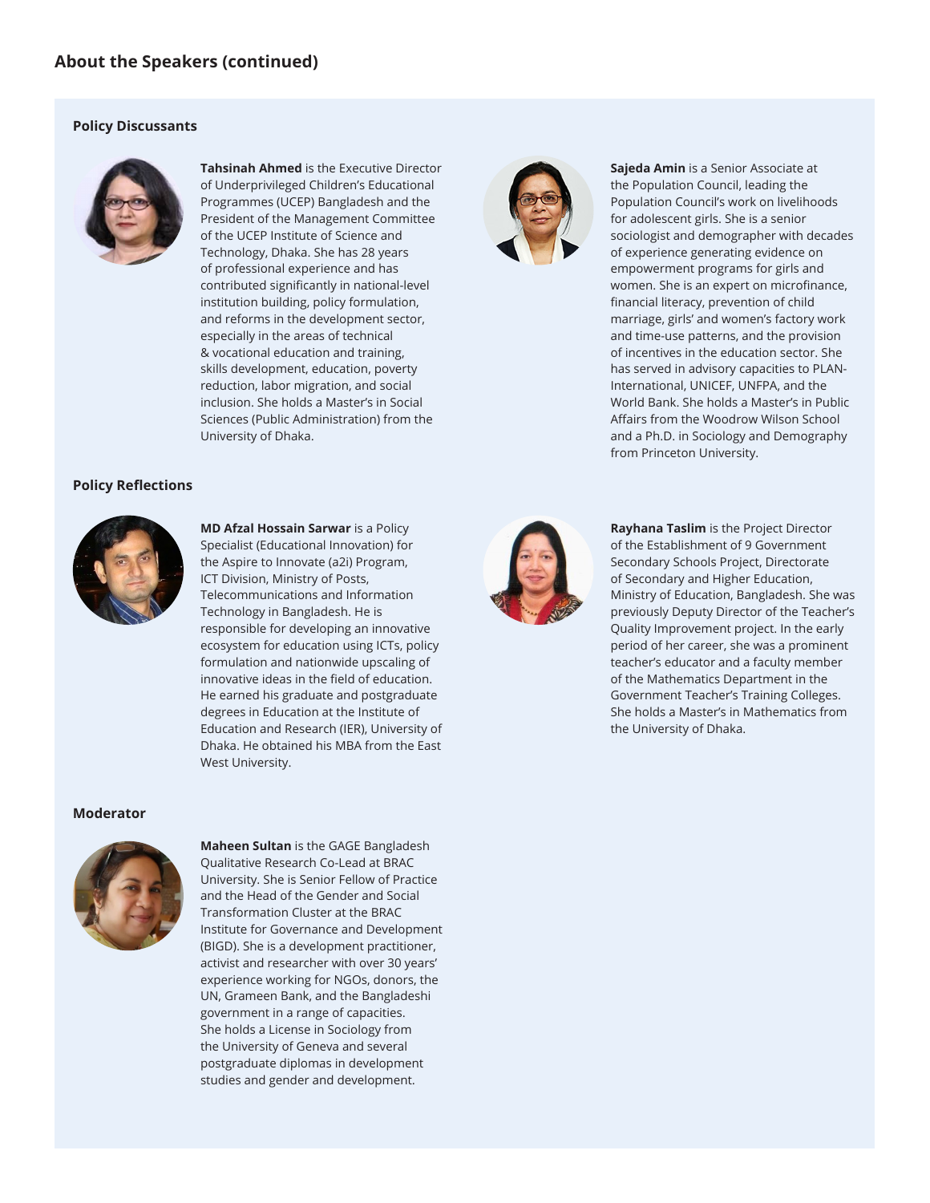## About the Speakers (continued)

### Policy Discussants

**Tahsinah Ahmed** is the Executive Director of Underprivileged Children's Educational Programmes (UCEP) Bangladesh and the President of the Management Committee of the UCEP Institute of Science and Technology, Dhaka. She has 28 years of professional experience and has contributed significantly in national-level institution building, policy formulation, and reforms in the development sector, especially in the areas of technical & vocational education and training, skills development, education, poverty reduction, labor migration, and social inclusion. She holds a Master's in Social Sciences (Public Administration) from the University of Dhaka.

**Sajeda Amin** is a Senior Associate at the Population Council, leading the Population Council's work on livelihoods for adolescent girls. She is a senior sociologist and demographer with decades of experience generating evidence on empowerment programs for girls and women. She is an expert on microfinance, financial literacy, prevention of child marriage, girls' and women's factory work and time-use patterns, and the provision of incentives in the education sector. She has served in advisory capacities to PLAN-International, UNICEF, UNFPA, and the World Bank. She holds a Master's in Public Affairs from the Woodrow Wilson School and a Ph.D. in Sociology and Demography from Princeton University.

### Policy Reflections

**MD Afzal Hossain Sarwar** is a Policy Specialist (Educational Innovation) for the Aspire to Innovate (a2i) Program, ICT Division, Ministry of Posts, Telecommunications and Information Technology in Bangladesh. He is responsible for developing an innovative ecosystem for education using ICTs, policy formulation and nationwide upscaling of innovative ideas in the field of education. He earned his graduate and postgraduate degrees in Education at the Institute of Education and Research (IER), University of Dhaka. He obtained his MBA from the East West University.

**Rayhana Taslim** is the Project Director of the Establishment of 9 Government Secondary Schools Project, Directorate of Secondary and Higher Education, Ministry of Education, Bangladesh. She was previously Deputy Director of the Teacher's Quality Improvement project. In the early period of her career, she was a prominent teacher's educator and a faculty member of the Mathematics Department in the Government Teacher's Training Colleges. She holds a Master's in Mathematics from the University of Dhaka.

### Moderator

**Maheen Sultan** is the GAGE Bangladesh Qualitative Research Co-Lead at BRAC University. She is Senior Fellow of Practice and the Head of the Gender and Social Transformation Cluster at the BRAC Institute for Governance and Development (BIGD). She is a development practitioner, activist and researcher with over 30 years' experience working for NGOs, donors, the UN, Grameen Bank, and the Bangladeshi government in a range of capacities. She holds a License in Sociology from the University of Geneva and several postgraduate diplomas in development studies and gender and development.